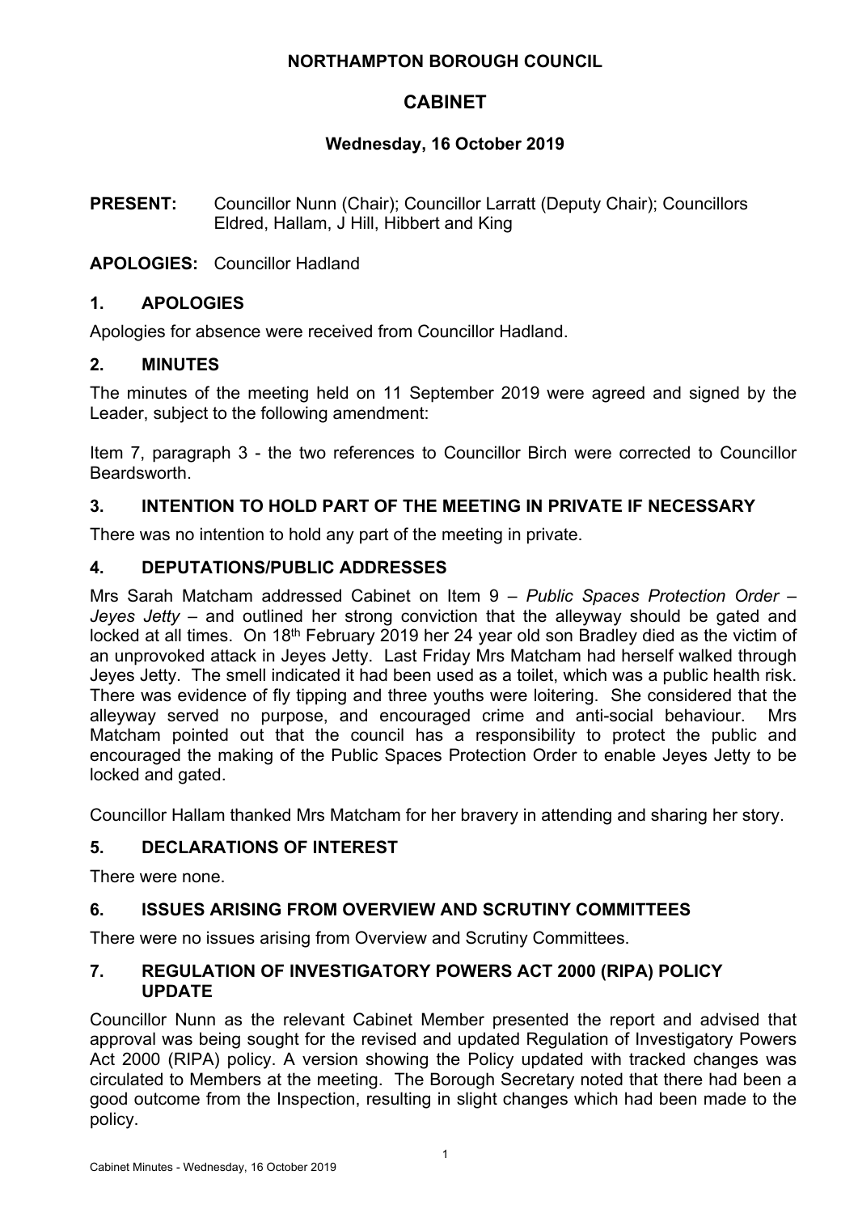# NORTHAMPTON BOROUGH COUNCIL

## CABINET

### Wednesday, 16 October 2019

**PRESENT:** Councillor Nunn (Chair); Councillor Larratt (Deputy Chair); Councillors Eldred, Hallam, J Hill, Hibbert and King

**APOLOGIES:** Councillor Hadland

## 1. APOLOGIES

Apologies for absence were received from Councillor Hadland.

## 2. MINUTES

The minutes of the meeting held on 11 September 2019 were agreed and signed by the Leader, subject to the following amendment:

Item 7, paragraph 3 - the two references to Councillor Birch were corrected to Councillor Beardsworth.

## 3. INTENTION TO HOLD PART OF THE MEETING IN PRIVATE IF NECESSARY

There was no intention to hold any part of the meeting in private.

## 4. DEPUTATIONS/PUBLIC ADDRESSES

Mrs Sarah Matcham addressed Cabinet on Item 9 – *Public Spaces Protection Order – Jeyes Jetty* – and outlined her strong conviction that the alleyway should be gated and locked at all times. On 18th February 2019 her 24 year old son Bradley died as the victim of an unprovoked attack in Jeyes Jetty. Last Friday Mrs Matcham had herself walked through Jeyes Jetty. The smell indicated it had been used as a toilet, which was a public health risk. There was evidence of fly tipping and three youths were loitering. She considered that the alleyway served no purpose, and encouraged crime and anti-social behaviour. Mrs Matcham pointed out that the council has a responsibility to protect the public and encouraged the making of the Public Spaces Protection Order to enable Jeyes Jetty to be locked and gated.

Councillor Hallam thanked Mrs Matcham for her bravery in attending and sharing her story.

## 5. DECLARATIONS OF INTEREST

There were none.

## 6. ISSUES ARISING FROM OVERVIEW AND SCRUTINY COMMITTEES

There were no issues arising from Overview and Scrutiny Committees.

## 7. REGULATION OF INVESTIGATORY POWERS ACT 2000 (RIPA) POLICY UPDATE

Councillor Nunn as the relevant Cabinet Member presented the report and advised that approval was being sought for the revised and updated Regulation of Investigatory Powers Act 2000 (RIPA) policy. A version showing the Policy updated with tracked changes was circulated to Members at the meeting. The Borough Secretary noted that there had been a good outcome from the Inspection, resulting in slight changes which had been made to the policy.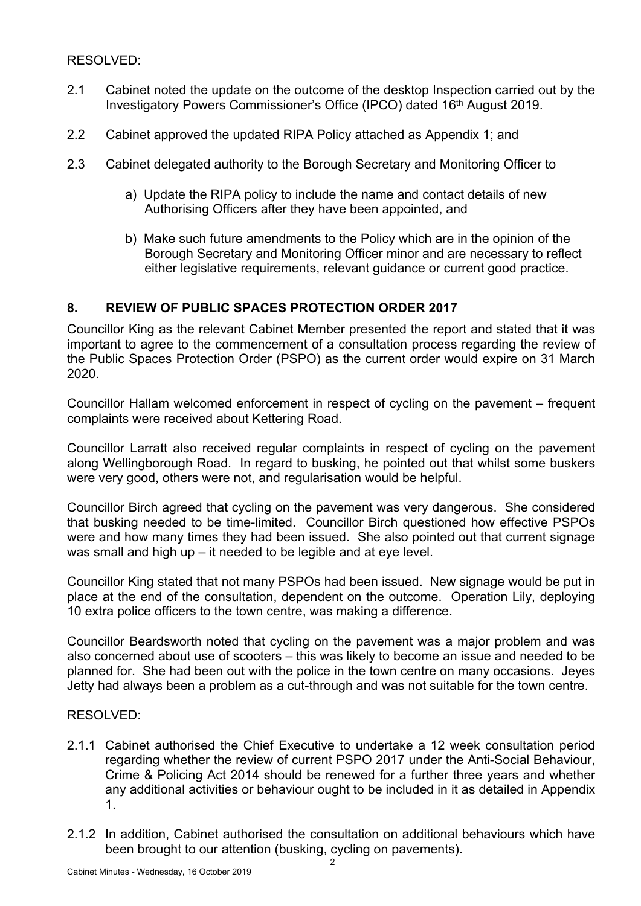RESOLVED:

2.1 Cabinet noted the update on the outcome of the desktop Inspection carried out by the Investigatory Powers Commissioner's Office (IPCO) dated 16th August 2019.

2.2 Cabinet approved the updated RIPA Policy attached as Appendix 1; and

2.3 Cabinet delegated authority to the Borough Secretary and Monitoring Officer to

a) Update the RIPA policy to include the name and contact details of new Authorising Officers after they have been appointed, and

b) Make such future amendments to the Policy which are in the opinion of the Borough Secretary and Monitoring Officer minor and are necessary to reflect either legislative requirements, relevant guidance or current good practice.

## 8. REVIEW OF PUBLIC SPACES PROTECTION ORDER 2017

Councillor King as the relevant Cabinet Member presented the report and stated that it was important to agree to the commencement of a consultation process regarding the review of the Public Spaces Protection Order (PSPO) as the current order would expire on 31 March 2020.

Councillor Hallam welcomed enforcement in respect of cycling on the pavement – frequent complaints were received about Kettering Road.

Councillor Larratt also received regular complaints in respect of cycling on the pavement along Wellingborough Road. In regard to busking, he pointed out that whilst some buskers were very good, others were not, and regularisation would be helpful.

Councillor Birch agreed that cycling on the pavement was very dangerous. She considered that busking needed to be time-limited. Councillor Birch questioned how effective PSPOs were and how many times they had been issued. She also pointed out that current signage was small and high up – it needed to be legible and at eye level.

Councillor King stated that not many PSPOs had been issued. New signage would be put in place at the end of the consultation, dependent on the outcome. Operation Lily, deploying 10 extra police officers to the town centre, was making a difference.

Councillor Beardsworth noted that cycling on the pavement was a major problem and was also concerned about use of scooters – this was likely to become an issue and needed to be planned for. She had been out with the police in the town centre on many occasions. Jeyes Jetty had always been a problem as a cut-through and was not suitable for the town centre.

RESOLVED:

2.1.1 Cabinet authorised the Chief Executive to undertake a 12 week consultation period regarding whether the review of current PSPO 2017 under the Anti-Social Behaviour, Crime & Policing Act 2014 should be renewed for a further three years and whether any additional activities or behaviour ought to be included in it as detailed in Appendix 1.

2.1.2 In addition, Cabinet authorised the consultation on additional behaviours which have been brought to our attention (busking, cycling on pavements).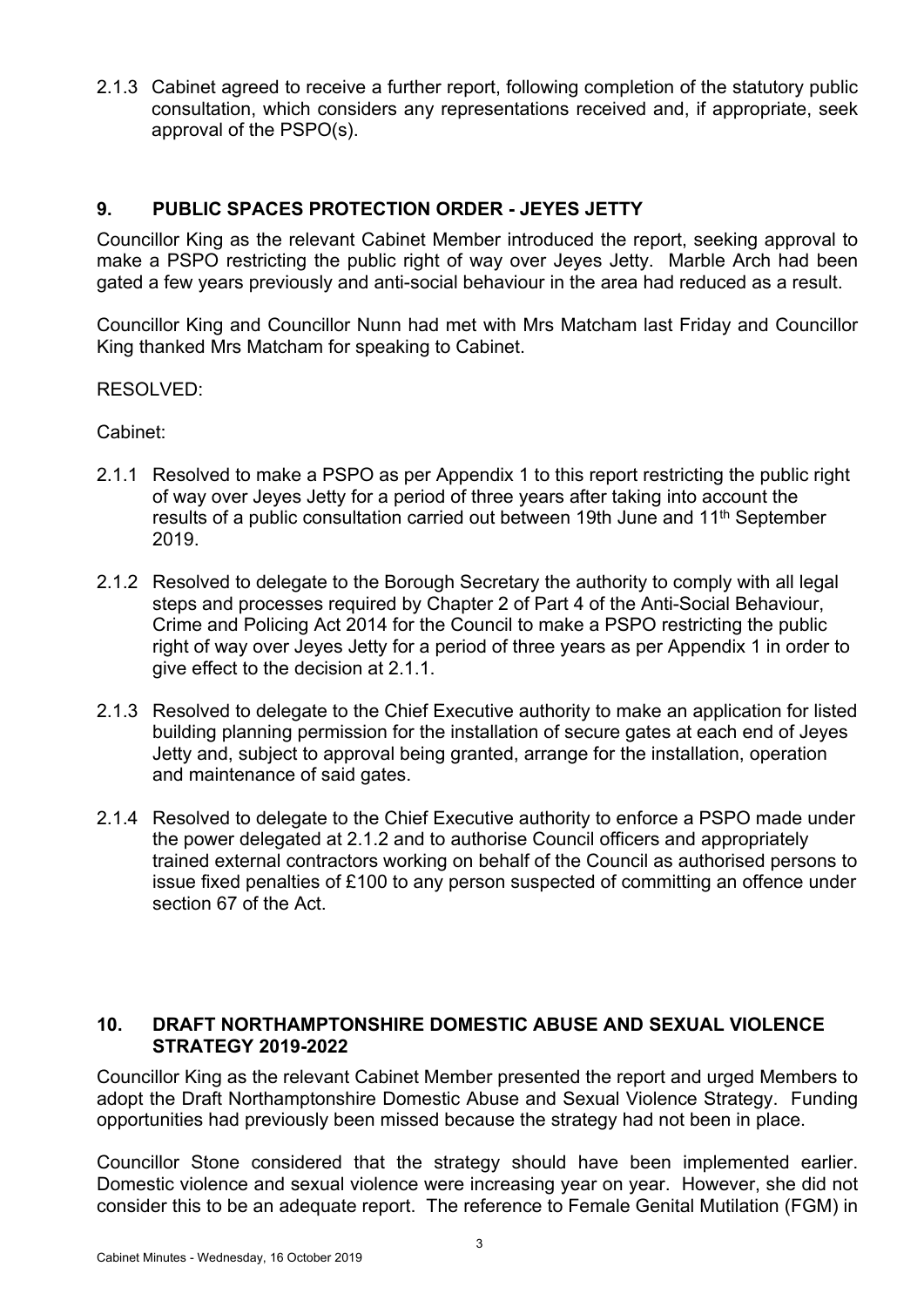2.1.3 Cabinet agreed to receive a further report, following completion of the statutory public consultation, which considers any representations received and, if appropriate, seek approval of the PSPO(s).

## 9. PUBLIC SPACES PROTECTION ORDER - JEYES JETTY

Councillor King as the relevant Cabinet Member introduced the report, seeking approval to make a PSPO restricting the public right of way over Jeyes Jetty. Marble Arch had been gated a few years previously and anti-social behaviour in the area had reduced as a result.

Councillor King and Councillor Nunn had met with Mrs Matcham last Friday and Councillor King thanked Mrs Matcham for speaking to Cabinet.

RESOLVED:

Cabinet:

2.1.1 Resolved to make a PSPO as per Appendix 1 to this report restricting the public right of way over Jeyes Jetty for a period of three years after taking into account the results of a public consultation carried out between 19th June and 11th September 2019.

2.1.2 Resolved to delegate to the Borough Secretary the authority to comply with all legal steps and processes required by Chapter 2 of Part 4 of the Anti-Social Behaviour, Crime and Policing Act 2014 for the Council to make a PSPO restricting the public right of way over Jeyes Jetty for a period of three years as per Appendix 1 in order to give effect to the decision at 2.1.1.

2.1.3 Resolved to delegate to the Chief Executive authority to make an application for listed building planning permission for the installation of secure gates at each end of Jeyes Jetty and, subject to approval being granted, arrange for the installation, operation and maintenance of said gates.

2.1.4 Resolved to delegate to the Chief Executive authority to enforce a PSPO made under the power delegated at 2.1.2 and to authorise Council officers and appropriately trained external contractors working on behalf of the Council as authorised persons to issue fixed penalties of £100 to any person suspected of committing an offence under section 67 of the Act.

## 10. DRAFT NORTHAMPTONSHIRE DOMESTIC ABUSE AND SEXUAL VIOLENCE STRATEGY 2019-2022

Councillor King as the relevant Cabinet Member presented the report and urged Members to adopt the Draft Northamptonshire Domestic Abuse and Sexual Violence Strategy. Funding opportunities had previously been missed because the strategy had not been in place.

Councillor Stone considered that the strategy should have been implemented earlier. Domestic violence and sexual violence were increasing year on year. However, she did not consider this to be an adequate report. The reference to Female Genital Mutilation (FGM) in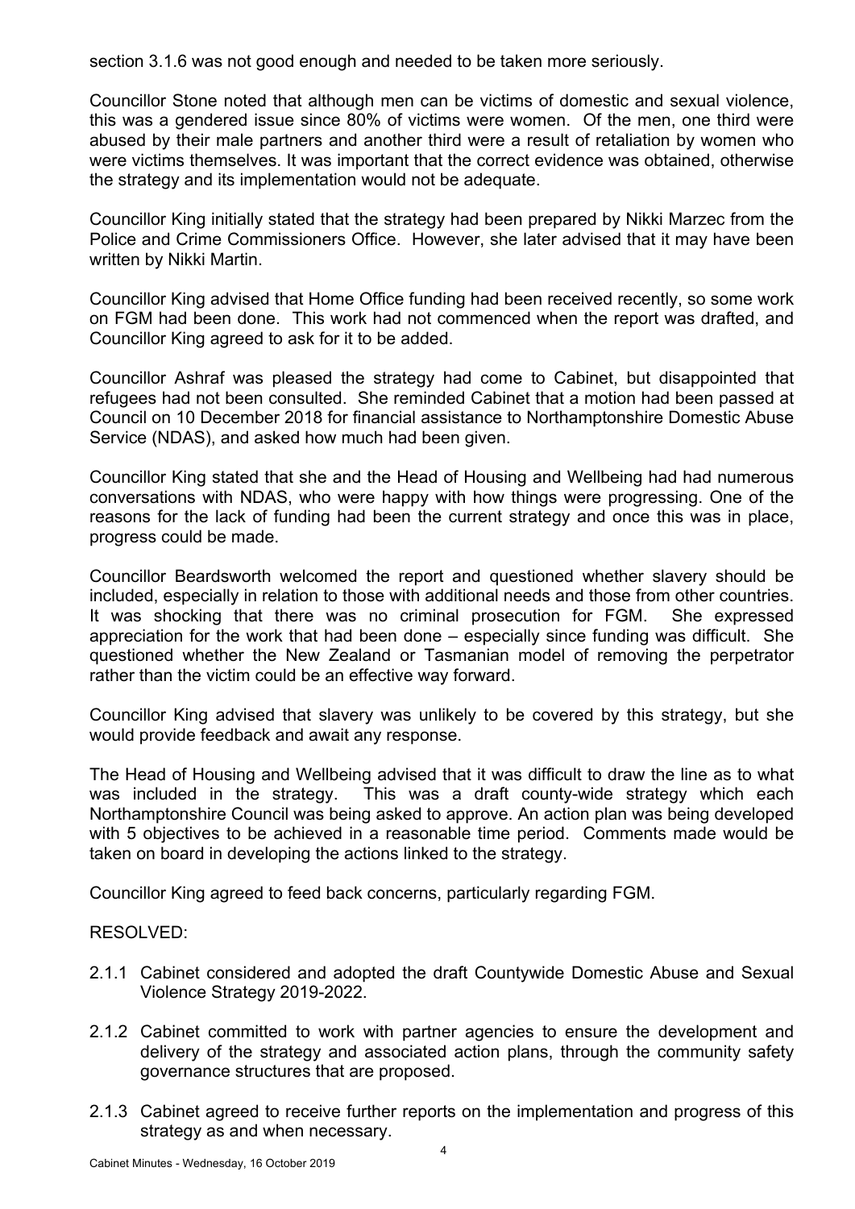section 3.1.6 was not good enough and needed to be taken more seriously.

Councillor Stone noted that although men can be victims of domestic and sexual violence, this was a gendered issue since 80% of victims were women. Of the men, one third were abused by their male partners and another third were a result of retaliation by women who were victims themselves. It was important that the correct evidence was obtained, otherwise the strategy and its implementation would not be adequate.

Councillor King initially stated that the strategy had been prepared by Nikki Marzec from the Police and Crime Commissioners Office. However, she later advised that it may have been written by Nikki Martin.

Councillor King advised that Home Office funding had been received recently, so some work on FGM had been done. This work had not commenced when the report was drafted, and Councillor King agreed to ask for it to be added.

Councillor Ashraf was pleased the strategy had come to Cabinet, but disappointed that refugees had not been consulted. She reminded Cabinet that a motion had been passed at Council on 10 December 2018 for financial assistance to Northamptonshire Domestic Abuse Service (NDAS), and asked how much had been given.

Councillor King stated that she and the Head of Housing and Wellbeing had had numerous conversations with NDAS, who were happy with how things were progressing. One of the reasons for the lack of funding had been the current strategy and once this was in place, progress could be made.

Councillor Beardsworth welcomed the report and questioned whether slavery should be included, especially in relation to those with additional needs and those from other countries. It was shocking that there was no criminal prosecution for FGM. She expressed appreciation for the work that had been done – especially since funding was difficult. She questioned whether the New Zealand or Tasmanian model of removing the perpetrator rather than the victim could be an effective way forward.

Councillor King advised that slavery was unlikely to be covered by this strategy, but she would provide feedback and await any response.

The Head of Housing and Wellbeing advised that it was difficult to draw the line as to what was included in the strategy. This was a draft county-wide strategy which each Northamptonshire Council was being asked to approve. An action plan was being developed with 5 objectives to be achieved in a reasonable time period. Comments made would be taken on board in developing the actions linked to the strategy.

Councillor King agreed to feed back concerns, particularly regarding FGM.

RESOLVED:

2.1.1 Cabinet considered and adopted the draft Countywide Domestic Abuse and Sexual Violence Strategy 2019-2022.

2.1.2 Cabinet committed to work with partner agencies to ensure the development and delivery of the strategy and associated action plans, through the community safety governance structures that are proposed.

2.1.3 Cabinet agreed to receive further reports on the implementation and progress of this strategy as and when necessary.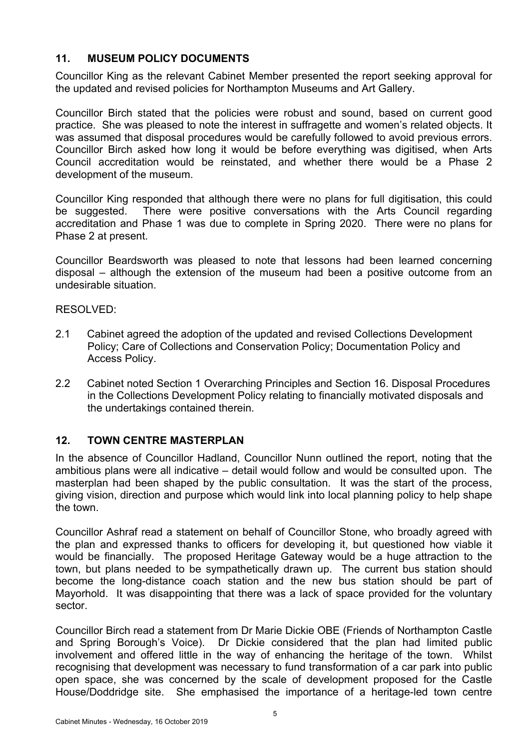## 11. MUSEUM POLICY DOCUMENTS

Councillor King as the relevant Cabinet Member presented the report seeking approval for the updated and revised policies for Northampton Museums and Art Gallery.

Councillor Birch stated that the policies were robust and sound, based on current good practice. She was pleased to note the interest in suffragette and women's related objects. It was assumed that disposal procedures would be carefully followed to avoid previous errors. Councillor Birch asked how long it would be before everything was digitised, when Arts Council accreditation would be reinstated, and whether there would be a Phase 2 development of the museum.

Councillor King responded that although there were no plans for full digitisation, this could be suggested. There were positive conversations with the Arts Council regarding accreditation and Phase 1 was due to complete in Spring 2020. There were no plans for Phase 2 at present.

Councillor Beardsworth was pleased to note that lessons had been learned concerning disposal – although the extension of the museum had been a positive outcome from an undesirable situation.

RESOLVED:

2.1 Cabinet agreed the adoption of the updated and revised Collections Development Policy; Care of Collections and Conservation Policy; Documentation Policy and Access Policy.

2.2 Cabinet noted Section 1 Overarching Principles and Section 16. Disposal Procedures in the Collections Development Policy relating to financially motivated disposals and the undertakings contained therein.

## 12. TOWN CENTRE MASTERPLAN

In the absence of Councillor Hadland, Councillor Nunn outlined the report, noting that the ambitious plans were all indicative – detail would follow and would be consulted upon. The masterplan had been shaped by the public consultation. It was the start of the process, giving vision, direction and purpose which would link into local planning policy to help shape the town.

Councillor Ashraf read a statement on behalf of Councillor Stone, who broadly agreed with the plan and expressed thanks to officers for developing it, but questioned how viable it would be financially. The proposed Heritage Gateway would be a huge attraction to the town, but plans needed to be sympathetically drawn up. The current bus station should become the long-distance coach station and the new bus station should be part of Mayorhold. It was disappointing that there was a lack of space provided for the voluntary sector.

Councillor Birch read a statement from Dr Marie Dickie OBE (Friends of Northampton Castle and Spring Borough's Voice). Dr Dickie considered that the plan had limited public involvement and offered little in the way of enhancing the heritage of the town. Whilst recognising that development was necessary to fund transformation of a car park into public open space, she was concerned by the scale of development proposed for the Castle House/Doddridge site. She emphasised the importance of a heritage-led town centre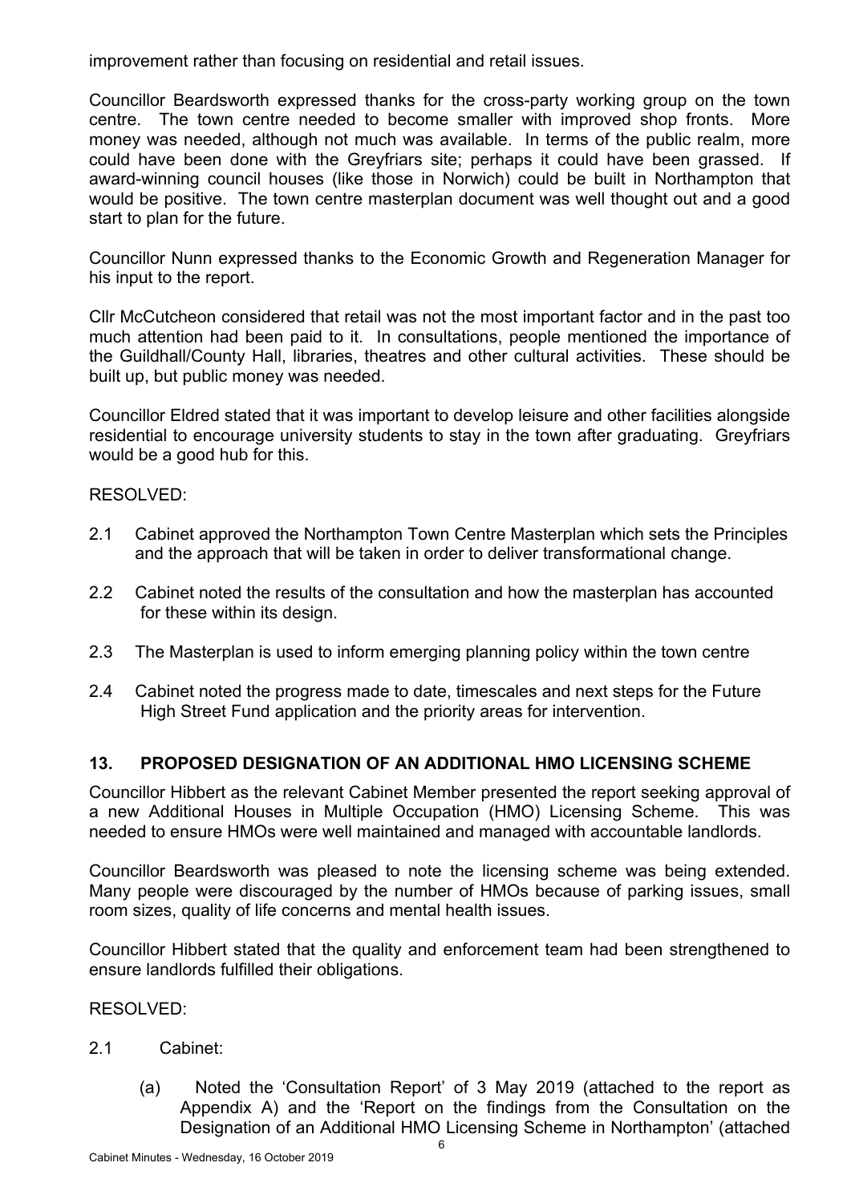improvement rather than focusing on residential and retail issues.

Councillor Beardsworth expressed thanks for the cross-party working group on the town centre. The town centre needed to become smaller with improved shop fronts. More money was needed, although not much was available. In terms of the public realm, more could have been done with the Greyfriars site; perhaps it could have been grassed. If award-winning council houses (like those in Norwich) could be built in Northampton that would be positive. The town centre masterplan document was well thought out and a good start to plan for the future.

Councillor Nunn expressed thanks to the Economic Growth and Regeneration Manager for his input to the report.

Cllr McCutcheon considered that retail was not the most important factor and in the past too much attention had been paid to it. In consultations, people mentioned the importance of the Guildhall/County Hall, libraries, theatres and other cultural activities. These should be built up, but public money was needed.

Councillor Eldred stated that it was important to develop leisure and other facilities alongside residential to encourage university students to stay in the town after graduating. Greyfriars would be a good hub for this.

RESOLVED:

2.1 Cabinet approved the Northampton Town Centre Masterplan which sets the Principles and the approach that will be taken in order to deliver transformational change.

2.2 Cabinet noted the results of the consultation and how the masterplan has accounted for these within its design.

2.3 The Masterplan is used to inform emerging planning policy within the town centre

2.4 Cabinet noted the progress made to date, timescales and next steps for the Future High Street Fund application and the priority areas for intervention.

## 13. PROPOSED DESIGNATION OF AN ADDITIONAL HMO LICENSING SCHEME

Councillor Hibbert as the relevant Cabinet Member presented the report seeking approval of a new Additional Houses in Multiple Occupation (HMO) Licensing Scheme. This was needed to ensure HMOs were well maintained and managed with accountable landlords.

Councillor Beardsworth was pleased to note the licensing scheme was being extended. Many people were discouraged by the number of HMOs because of parking issues, small room sizes, quality of life concerns and mental health issues.

Councillor Hibbert stated that the quality and enforcement team had been strengthened to ensure landlords fulfilled their obligations.

RESOLVED:

2.1 Cabinet:

(a) Noted the 'Consultation Report' of 3 May 2019 (attached to the report as Appendix A) and the 'Report on the findings from the Consultation on the Designation of an Additional HMO Licensing Scheme in Northampton' (attached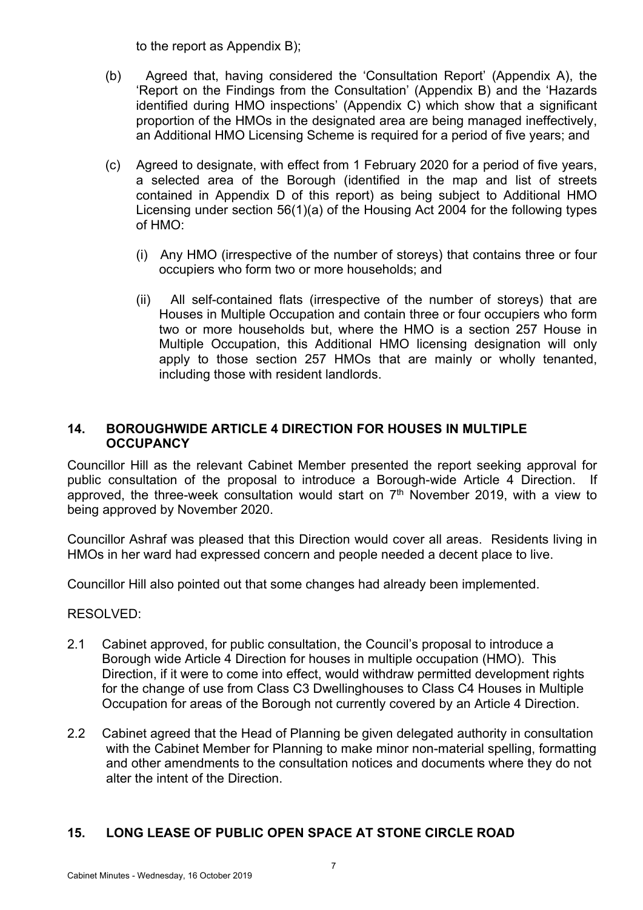to the report as Appendix B);

(b) Agreed that, having considered the 'Consultation Report' (Appendix A), the 'Report on the Findings from the Consultation' (Appendix B) and the 'Hazards identified during HMO inspections' (Appendix C) which show that a significant proportion of the HMOs in the designated area are being managed ineffectively, an Additional HMO Licensing Scheme is required for a period of five years; and

(c) Agreed to designate, with effect from 1 February 2020 for a period of five years, a selected area of the Borough (identified in the map and list of streets contained in Appendix D of this report) as being subject to Additional HMO Licensing under section 56(1)(a) of the Housing Act 2004 for the following types of HMO:

   (i) Any HMO (irrespective of the number of storeys) that contains three or four occupiers who form two or more households; and

   (ii) All self-contained flats (irrespective of the number of storeys) that are Houses in Multiple Occupation and contain three or four occupiers who form two or more households but, where the HMO is a section 257 House in Multiple Occupation, this Additional HMO licensing designation will only apply to those section 257 HMOs that are mainly or wholly tenanted, including those with resident landlords.

## 14. BOROUGHWIDE ARTICLE 4 DIRECTION FOR HOUSES IN MULTIPLE OCCUPANCY

Councillor Hill as the relevant Cabinet Member presented the report seeking approval for public consultation of the proposal to introduce a Borough-wide Article 4 Direction. If approved, the three-week consultation would start on 7th November 2019, with a view to being approved by November 2020.

Councillor Ashraf was pleased that this Direction would cover all areas. Residents living in HMOs in her ward had expressed concern and people needed a decent place to live.

Councillor Hill also pointed out that some changes had already been implemented.

RESOLVED:

2.1 Cabinet approved, for public consultation, the Council's proposal to introduce a Borough wide Article 4 Direction for houses in multiple occupation (HMO). This Direction, if it were to come into effect, would withdraw permitted development rights for the change of use from Class C3 Dwellinghouses to Class C4 Houses in Multiple Occupation for areas of the Borough not currently covered by an Article 4 Direction.

2.2 Cabinet agreed that the Head of Planning be given delegated authority in consultation with the Cabinet Member for Planning to make minor non-material spelling, formatting and other amendments to the consultation notices and documents where they do not alter the intent of the Direction.

## 15. LONG LEASE OF PUBLIC OPEN SPACE AT STONE CIRCLE ROAD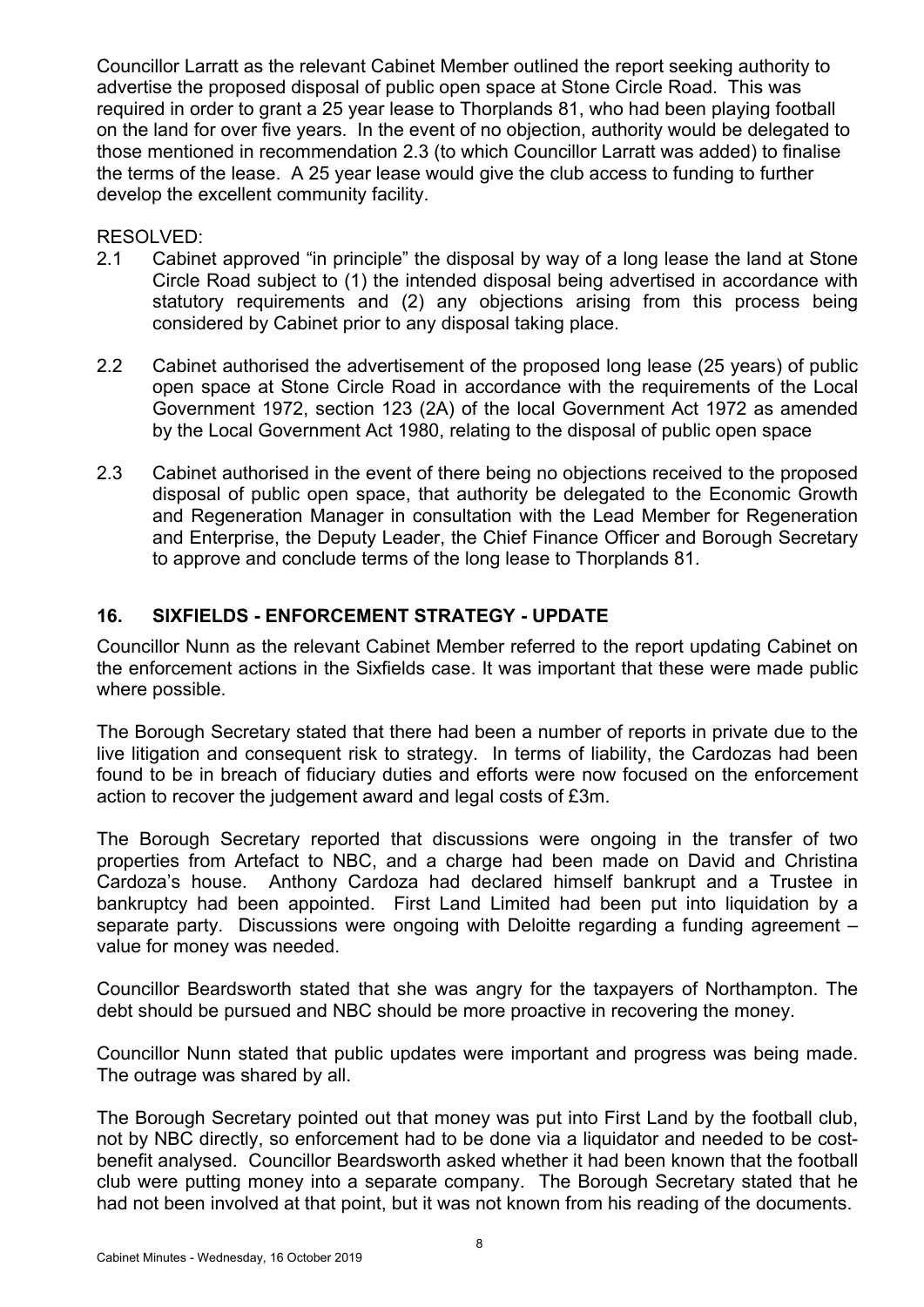Councillor Larratt as the relevant Cabinet Member outlined the report seeking authority to advertise the proposed disposal of public open space at Stone Circle Road. This was required in order to grant a 25 year lease to Thorplands 81, who had been playing football on the land for over five years. In the event of no objection, authority would be delegated to those mentioned in recommendation 2.3 (to which Councillor Larratt was added) to finalise the terms of the lease. A 25 year lease would give the club access to funding to further develop the excellent community facility.

RESOLVED:

2.1 Cabinet approved "in principle" the disposal by way of a long lease the land at Stone Circle Road subject to (1) the intended disposal being advertised in accordance with statutory requirements and (2) any objections arising from this process being considered by Cabinet prior to any disposal taking place.

2.2 Cabinet authorised the advertisement of the proposed long lease (25 years) of public open space at Stone Circle Road in accordance with the requirements of the Local Government 1972, section 123 (2A) of the local Government Act 1972 as amended by the Local Government Act 1980, relating to the disposal of public open space

2.3 Cabinet authorised in the event of there being no objections received to the proposed disposal of public open space, that authority be delegated to the Economic Growth and Regeneration Manager in consultation with the Lead Member for Regeneration and Enterprise, the Deputy Leader, the Chief Finance Officer and Borough Secretary to approve and conclude terms of the long lease to Thorplands 81.

## 16. SIXFIELDS - ENFORCEMENT STRATEGY - UPDATE

Councillor Nunn as the relevant Cabinet Member referred to the report updating Cabinet on the enforcement actions in the Sixfields case. It was important that these were made public where possible.

The Borough Secretary stated that there had been a number of reports in private due to the live litigation and consequent risk to strategy. In terms of liability, the Cardozas had been found to be in breach of fiduciary duties and efforts were now focused on the enforcement action to recover the judgement award and legal costs of £3m.

The Borough Secretary reported that discussions were ongoing in the transfer of two properties from Artefact to NBC, and a charge had been made on David and Christina Cardoza's house. Anthony Cardoza had declared himself bankrupt and a Trustee in bankruptcy had been appointed. First Land Limited had been put into liquidation by a separate party. Discussions were ongoing with Deloitte regarding a funding agreement – value for money was needed.

Councillor Beardsworth stated that she was angry for the taxpayers of Northampton. The debt should be pursued and NBC should be more proactive in recovering the money.

Councillor Nunn stated that public updates were important and progress was being made. The outrage was shared by all.

The Borough Secretary pointed out that money was put into First Land by the football club, not by NBC directly, so enforcement had to be done via a liquidator and needed to be cost-benefit analysed. Councillor Beardsworth asked whether it had been known that the football club were putting money into a separate company. The Borough Secretary stated that he had not been involved at that point, but it was not known from his reading of the documents.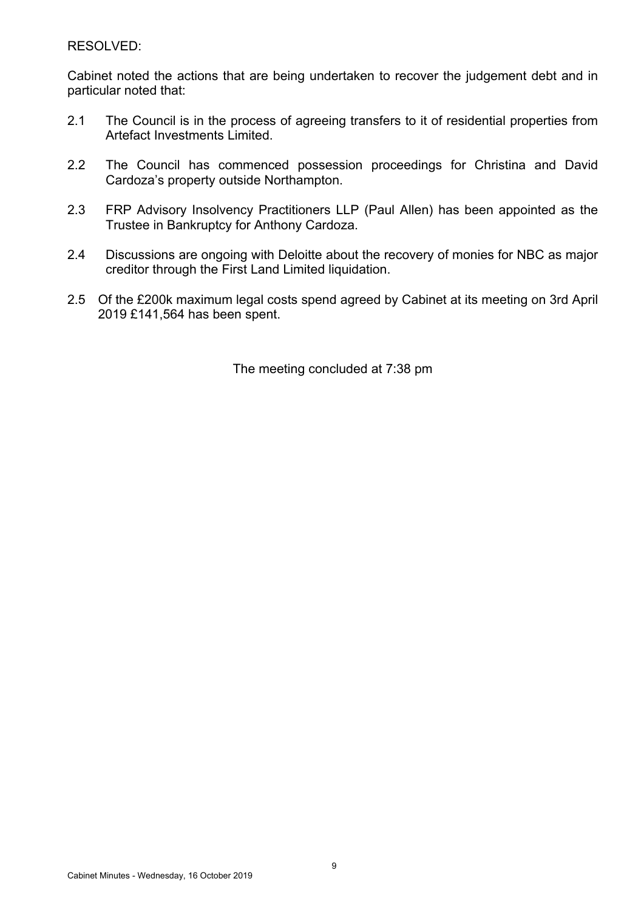RESOLVED:

Cabinet noted the actions that are being undertaken to recover the judgement debt and in particular noted that:

2.1 The Council is in the process of agreeing transfers to it of residential properties from Artefact Investments Limited.

2.2 The Council has commenced possession proceedings for Christina and David Cardoza's property outside Northampton.

2.3 FRP Advisory Insolvency Practitioners LLP (Paul Allen) has been appointed as the Trustee in Bankruptcy for Anthony Cardoza.

2.4 Discussions are ongoing with Deloitte about the recovery of monies for NBC as major creditor through the First Land Limited liquidation.

2.5 Of the £200k maximum legal costs spend agreed by Cabinet at its meeting on 3rd April 2019 £141,564 has been spent.

The meeting concluded at 7:38 pm